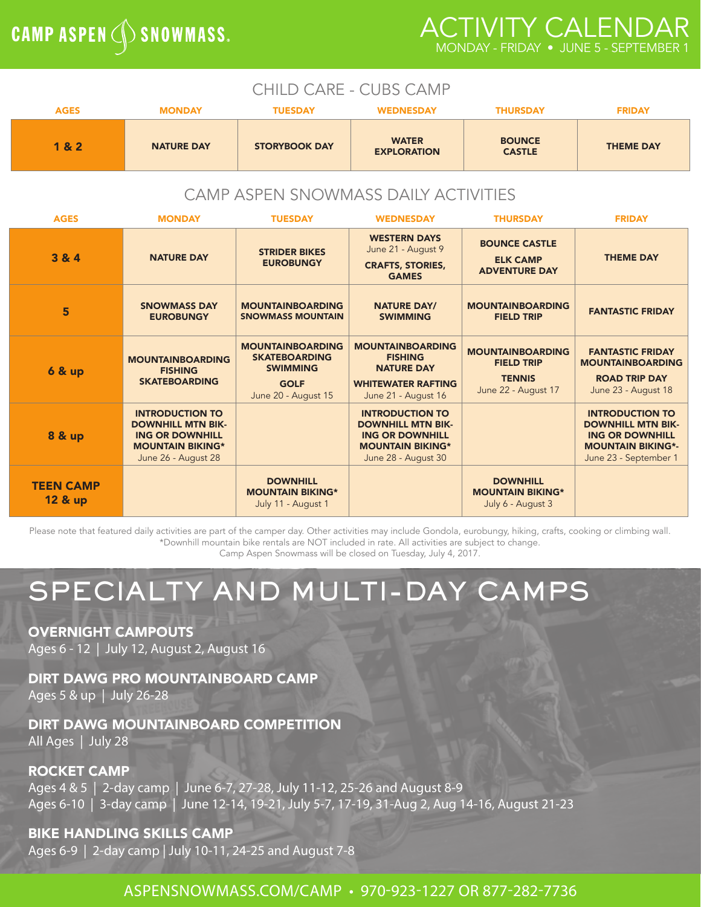CAMP ASPEN SNOWMASS.

# ACTIVITY CALENDAR

MONDAY - FRIDAY • JUNE 5 - SEPTEMBER 1

## CHILD CARE - CUBS CAMP

| AGES | MONDAY | TUESDAY | WEDNESDAY | THURSDAY | FRIDAY |
|---|---|---|---|---|---|
| 1 & 2 | NATURE DAY | STORYBOOK DAY | WATER EXPLORATION | BOUNCE CASTLE | THEME DAY |

## CAMP ASPEN SNOWMASS DAILY ACTIVITIES

| AGES | MONDAY | TUESDAY | WEDNESDAY | THURSDAY | FRIDAY |
|---|---|---|---|---|---|
| 3 & 4 | NATURE DAY | STRIDER BIKES EUROBUNGY | WESTERN DAYS June 21 - August 9<br>CRAFTS, STORIES, GAMES | BOUNCE CASTLE<br>ELK CAMP ADVENTURE DAY | THEME DAY |
| 5 | SNOWMASS DAY EUROBUNGY | MOUNTAINBOARDING SNOWMASS MOUNTAIN | NATURE DAY/ SWIMMING | MOUNTAINBOARDING FIELD TRIP | FANTASTIC FRIDAY |
| 6 & up | MOUNTAINBOARDING FISHING SKATEBOARDING | MOUNTAINBOARDING SKATEBOARDING SWIMMING<br>GOLF June 20 - August 15 | MOUNTAINBOARDING FISHING NATURE DAY<br>WHITEWATER RAFTING June 21 - August 16 | MOUNTAINBOARDING FIELD TRIP<br>TENNIS June 22 - August 17 | FANTASTIC FRIDAY MOUNTAINBOARDING<br>ROAD TRIP DAY June 23 - August 18 |
| 8 & up | INTRODUCTION TO DOWNHILL MTN BIKING OR DOWNHILL MOUNTAIN BIKING* June 26 - August 28 | | INTRODUCTION TO DOWNHILL MTN BIKING OR DOWNHILL MOUNTAIN BIKING* June 28 - August 30 | | INTRODUCTION TO DOWNHILL MTN BIKING OR DOWNHILL MOUNTAIN BIKING*- June 23 - September 1 |
| TEEN CAMP 12 & up | | DOWNHILL MOUNTAIN BIKING* July 11 - August 1 | | DOWNHILL MOUNTAIN BIKING* July 6 - August 3 | |

Please note that featured daily activities are part of the camper day. Other activities may include Gondola, eurobungy, hiking, crafts, cooking or climbing wall.
*Downhill mountain bike rentals are NOT included in rate. All activities are subject to change.
Camp Aspen Snowmass will be closed on Tuesday, July 4, 2017.

# SPECIALTY AND MULTI-DAY CAMPS

**OVERNIGHT CAMPOUTS**
Ages 6 - 12 | July 12, August 2, August 16

**DIRT DAWG PRO MOUNTAINBOARD CAMP**
Ages 5 & up | July 26-28

**DIRT DAWG MOUNTAINBOARD COMPETITION**
All Ages | July 28

**ROCKET CAMP**
Ages 4 & 5 | 2-day camp | June 6-7, 27-28, July 11-12, 25-26 and August 8-9
Ages 6-10 | 3-day camp | June 12-14, 19-21, July 5-7, 17-19, 31-Aug 2, Aug 14-16, August 21-23

**BIKE HANDLING SKILLS CAMP**
Ages 6-9 | 2-day camp | July 10-11, 24-25 and August 7-8

ASPENSNOWMASS.COM/CAMP • 970-923-1227 OR 877-282-7736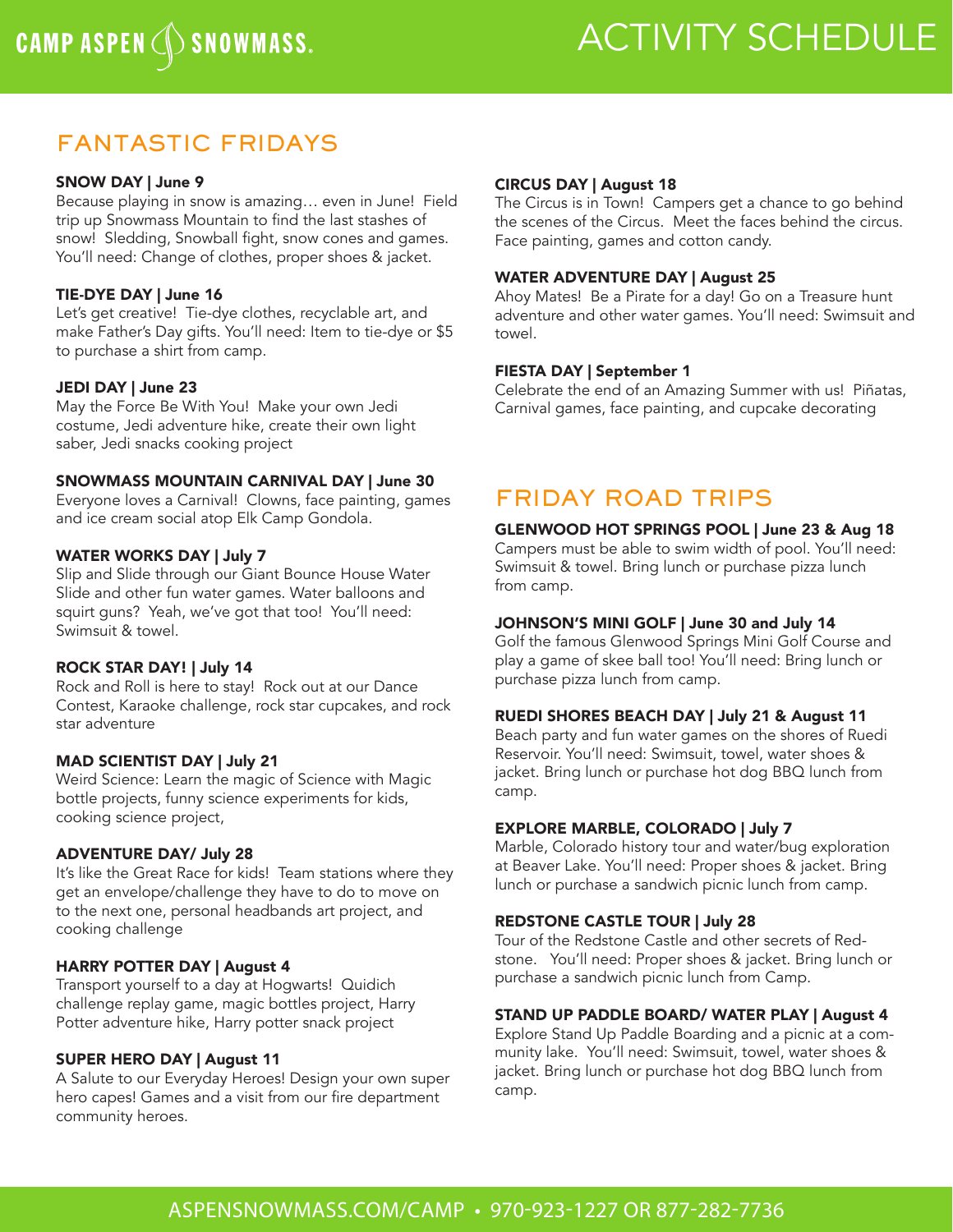CAMP ASPEN SNOWMASS.

# ACTIVITY SCHEDULE

## FANTASTIC FRIDAYS

**SNOW DAY | June 9**
Because playing in snow is amazing… even in June! Field trip up Snowmass Mountain to find the last stashes of snow! Sledding, Snowball fight, snow cones and games. You'll need: Change of clothes, proper shoes & jacket.

**TIE-DYE DAY | June 16**
Let's get creative! Tie-dye clothes, recyclable art, and make Father's Day gifts. You'll need: Item to tie-dye or $5 to purchase a shirt from camp.

**JEDI DAY | June 23**
May the Force Be With You! Make your own Jedi costume, Jedi adventure hike, create their own light saber, Jedi snacks cooking project

**SNOWMASS MOUNTAIN CARNIVAL DAY | June 30**
Everyone loves a Carnival! Clowns, face painting, games and ice cream social atop Elk Camp Gondola.

**WATER WORKS DAY | July 7**
Slip and Slide through our Giant Bounce House Water Slide and other fun water games. Water balloons and squirt guns? Yeah, we've got that too! You'll need: Swimsuit & towel.

**ROCK STAR DAY! | July 14**
Rock and Roll is here to stay! Rock out at our Dance Contest, Karaoke challenge, rock star cupcakes, and rock star adventure

**MAD SCIENTIST DAY | July 21**
Weird Science: Learn the magic of Science with Magic bottle projects, funny science experiments for kids, cooking science project,

**ADVENTURE DAY/ July 28**
It's like the Great Race for kids! Team stations where they get an envelope/challenge they have to do to move on to the next one, personal headbands art project, and cooking challenge

**HARRY POTTER DAY | August 4**
Transport yourself to a day at Hogwarts! Quidich challenge replay game, magic bottles project, Harry Potter adventure hike, Harry potter snack project

**SUPER HERO DAY | August 11**
A Salute to our Everyday Heroes! Design your own super hero capes! Games and a visit from our fire department community heroes.

**CIRCUS DAY | August 18**
The Circus is in Town! Campers get a chance to go behind the scenes of the Circus. Meet the faces behind the circus. Face painting, games and cotton candy.

**WATER ADVENTURE DAY | August 25**
Ahoy Mates! Be a Pirate for a day! Go on a Treasure hunt adventure and other water games. You'll need: Swimsuit and towel.

**FIESTA DAY | September 1**
Celebrate the end of an Amazing Summer with us! Piñatas, Carnival games, face painting, and cupcake decorating

## FRIDAY ROAD TRIPS

**GLENWOOD HOT SPRINGS POOL | June 23 & Aug 18**
Campers must be able to swim width of pool. You'll need: Swimsuit & towel. Bring lunch or purchase pizza lunch from camp.

**JOHNSON'S MINI GOLF | June 30 and July 14**
Golf the famous Glenwood Springs Mini Golf Course and play a game of skee ball too! You'll need: Bring lunch or purchase pizza lunch from camp.

**RUEDI SHORES BEACH DAY | July 21 & August 11**
Beach party and fun water games on the shores of Ruedi Reservoir. You'll need: Swimsuit, towel, water shoes & jacket. Bring lunch or purchase hot dog BBQ lunch from camp.

**EXPLORE MARBLE, COLORADO | July 7**
Marble, Colorado history tour and water/bug exploration at Beaver Lake. You'll need: Proper shoes & jacket. Bring lunch or purchase a sandwich picnic lunch from camp.

**REDSTONE CASTLE TOUR | July 28**
Tour of the Redstone Castle and other secrets of Redstone. You'll need: Proper shoes & jacket. Bring lunch or purchase a sandwich picnic lunch from Camp.

**STAND UP PADDLE BOARD/ WATER PLAY | August 4**
Explore Stand Up Paddle Boarding and a picnic at a community lake. You'll need: Swimsuit, towel, water shoes & jacket. Bring lunch or purchase hot dog BBQ lunch from camp.

ASPENSNOWMASS.COM/CAMP • 970-923-1227 OR 877-282-7736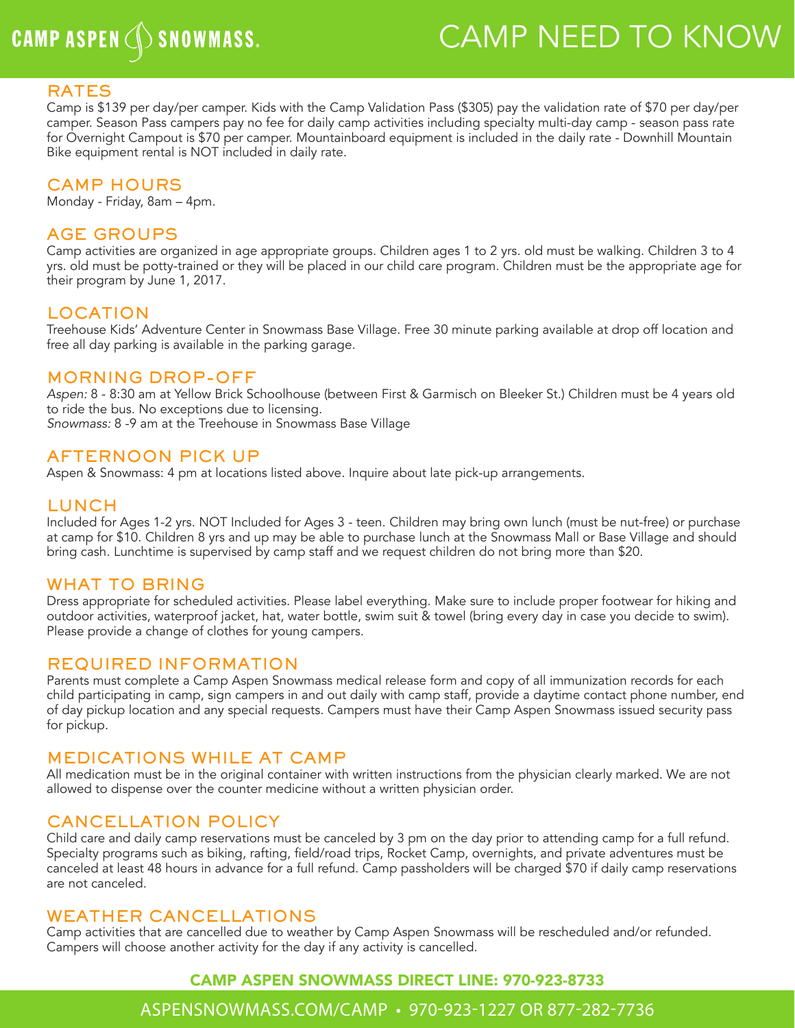CAMP ASPEN SNOWMASS.

# CAMP NEED TO KNOW

## RATES

Camp is $139 per day/per camper. Kids with the Camp Validation Pass ($305) pay the validation rate of $70 per day/per camper. Season Pass campers pay no fee for daily camp activities including specialty multi-day camp - season pass rate for Overnight Campout is $70 per camper. Mountainboard equipment is included in the daily rate - Downhill Mountain Bike equipment rental is NOT included in daily rate.

## CAMP HOURS

Monday - Friday, 8am – 4pm.

## AGE GROUPS

Camp activities are organized in age appropriate groups. Children ages 1 to 2 yrs. old must be walking. Children 3 to 4 yrs. old must be potty-trained or they will be placed in our child care program. Children must be the appropriate age for their program by June 1, 2017.

## LOCATION

Treehouse Kids' Adventure Center in Snowmass Base Village. Free 30 minute parking available at drop off location and free all day parking is available in the parking garage.

## MORNING DROP-OFF

*Aspen:* 8 - 8:30 am at Yellow Brick Schoolhouse (between First & Garmisch on Bleeker St.) Children must be 4 years old to ride the bus. No exceptions due to licensing.
*Snowmass:* 8 -9 am at the Treehouse in Snowmass Base Village

## AFTERNOON PICK UP

Aspen & Snowmass: 4 pm at locations listed above. Inquire about late pick-up arrangements.

## LUNCH

Included for Ages 1-2 yrs. NOT Included for Ages 3 - teen. Children may bring own lunch (must be nut-free) or purchase at camp for $10. Children 8 yrs and up may be able to purchase lunch at the Snowmass Mall or Base Village and should bring cash. Lunchtime is supervised by camp staff and we request children do not bring more than $20.

## WHAT TO BRING

Dress appropriate for scheduled activities. Please label everything. Make sure to include proper footwear for hiking and outdoor activities, waterproof jacket, hat, water bottle, swim suit & towel (bring every day in case you decide to swim). Please provide a change of clothes for young campers.

## REQUIRED INFORMATION

Parents must complete a Camp Aspen Snowmass medical release form and copy of all immunization records for each child participating in camp, sign campers in and out daily with camp staff, provide a daytime contact phone number, end of day pickup location and any special requests. Campers must have their Camp Aspen Snowmass issued security pass for pickup.

## MEDICATIONS WHILE AT CAMP

All medication must be in the original container with written instructions from the physician clearly marked. We are not allowed to dispense over the counter medicine without a written physician order.

## CANCELLATION POLICY

Child care and daily camp reservations must be canceled by 3 pm on the day prior to attending camp for a full refund. Specialty programs such as biking, rafting, field/road trips, Rocket Camp, overnights, and private adventures must be canceled at least 48 hours in advance for a full refund. Camp passholders will be charged $70 if daily camp reservations are not canceled.

## WEATHER CANCELLATIONS

Camp activities that are cancelled due to weather by Camp Aspen Snowmass will be rescheduled and/or refunded. Campers will choose another activity for the day if any activity is cancelled.

**CAMP ASPEN SNOWMASS DIRECT LINE: 970-923-8733**

ASPENSNOWMASS.COM/CAMP • 970-923-1227 OR 877-282-7736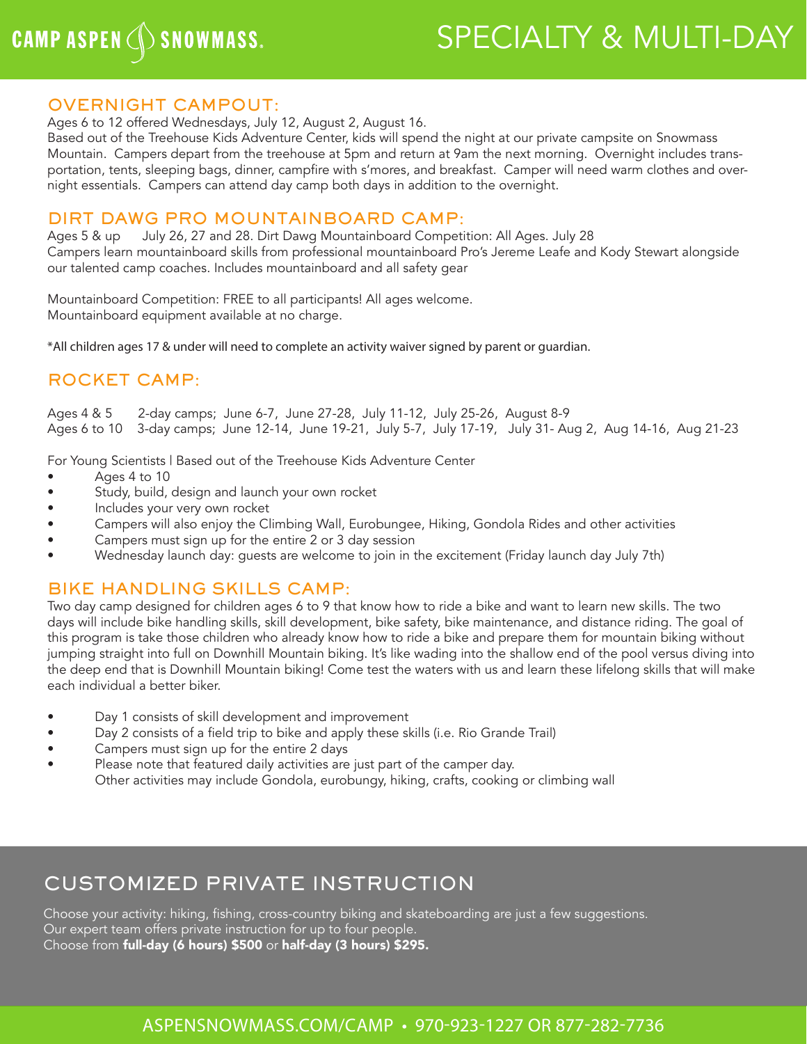CAMP ASPEN SNOWMASS.

# SPECIALTY & MULTI-DAY

## OVERNIGHT CAMPOUT:

Ages 6 to 12 offered Wednesdays, July 12, August 2, August 16.
Based out of the Treehouse Kids Adventure Center, kids will spend the night at our private campsite on Snowmass Mountain. Campers depart from the treehouse at 5pm and return at 9am the next morning. Overnight includes transportation, tents, sleeping bags, dinner, campfire with s'mores, and breakfast. Camper will need warm clothes and overnight essentials. Campers can attend day camp both days in addition to the overnight.

## DIRT DAWG PRO MOUNTAINBOARD CAMP:

Ages 5 & up July 26, 27 and 28. Dirt Dawg Mountainboard Competition: All Ages. July 28
Campers learn mountainboard skills from professional mountainboard Pro's Jereme Leafe and Kody Stewart alongside our talented camp coaches. Includes mountainboard and all safety gear

Mountainboard Competition: FREE to all participants! All ages welcome.
Mountainboard equipment available at no charge.

*All children ages 17 & under will need to complete an activity waiver signed by parent or guardian.

## ROCKET CAMP:

Ages 4 & 5 2-day camps; June 6-7, June 27-28, July 11-12, July 25-26, August 8-9
Ages 6 to 10 3-day camps; June 12-14, June 19-21, July 5-7, July 17-19, July 31- Aug 2, Aug 14-16, Aug 21-23

For Young Scientists | Based out of the Treehouse Kids Adventure Center

- Ages 4 to 10
- Study, build, design and launch your own rocket
- Includes your very own rocket
- Campers will also enjoy the Climbing Wall, Eurobungee, Hiking, Gondola Rides and other activities
- Campers must sign up for the entire 2 or 3 day session
- Wednesday launch day: guests are welcome to join in the excitement (Friday launch day July 7th)

## BIKE HANDLING SKILLS CAMP:

Two day camp designed for children ages 6 to 9 that know how to ride a bike and want to learn new skills. The two days will include bike handling skills, skill development, bike safety, bike maintenance, and distance riding. The goal of this program is take those children who already know how to ride a bike and prepare them for mountain biking without jumping straight into full on Downhill Mountain biking. It's like wading into the shallow end of the pool versus diving into the deep end that is Downhill Mountain biking! Come test the waters with us and learn these lifelong skills that will make each individual a better biker.

- Day 1 consists of skill development and improvement
- Day 2 consists of a field trip to bike and apply these skills (i.e. Rio Grande Trail)
- Campers must sign up for the entire 2 days
- Please note that featured daily activities are just part of the camper day.
  Other activities may include Gondola, eurobungy, hiking, crafts, cooking or climbing wall

## CUSTOMIZED PRIVATE INSTRUCTION

Choose your activity: hiking, fishing, cross-country biking and skateboarding are just a few suggestions.
Our expert team offers private instruction for up to four people.
Choose from **full-day (6 hours) $500** or **half-day (3 hours) $295.**

ASPENSNOWMASS.COM/CAMP • 970-923-1227 OR 877-282-7736